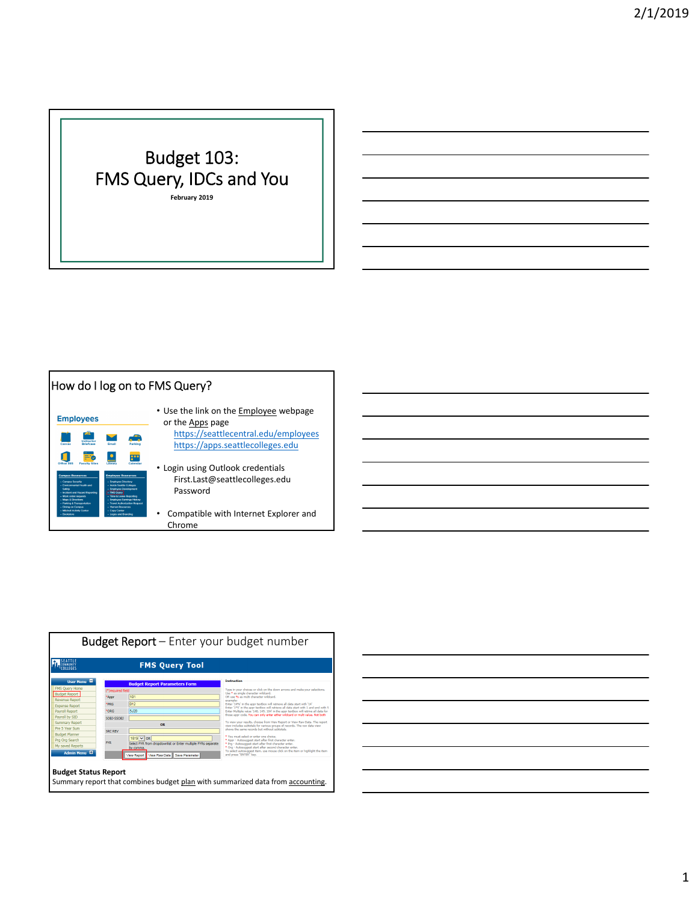# Budget 103:
# FMS Query, IDCs and You

**February 2019**

## How do I log on to FMS Query?

- Use the link on the Employee webpage or the Apps page
  - https://seattlecentral.edu/employees
  - https://apps.seattlecolleges.edu
- Login using Outlook credentials
  - First.Last@seattlecolleges.edu
  - Password
- Compatible with Internet Explorer and Chrome

## Budget Report – Enter your budget number

**Budget Status Report**

Summary report that combines budget plan with summarized data from accounting.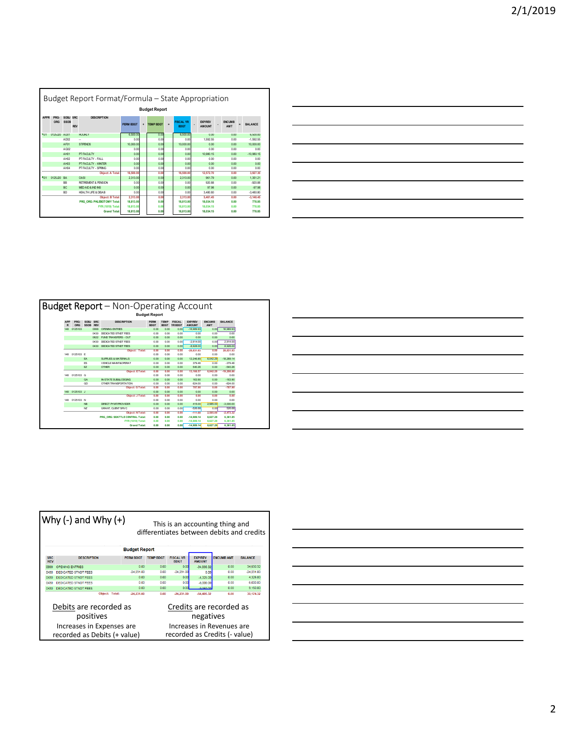## Budget Report Format/Formula – State Appropriation

**Budget Report**

| APPR | PRG-ORG | SOBJ SSOB | SRC REV | DESCRIPTION | PERM BDGT | + | TEMP BDGT | = | FISCAL YR BDGT | - | EXP/REV AMOUNT | - | ENCUMB AMT | = | BALANCE |
|---|---|---|---|---|---|---|---|---|---|---|---|---|---|---|---|
| 001 | 0125220 | AD01 | | HOURLY | 6,500.00 | | 0.00 | | 6,500.00 | | 0.00 | | 0.00 | | 6,500.00 |
| | | AD02 | | -- | 0.00 | | 0.00 | | 0.00 | | 1,592.55 | | 0.00 | | -1,592.55 |
| | | AF01 | | STIPENDS | 10,000.00 | | 0.00 | | 10,000.00 | | 0.00 | | 0.00 | | 10,000.00 |
| | | AG02 | | | 0.00 | | 0.00 | | 0.00 | | 0.00 | | 0.00 | | 0.00 |
| | | AH01 | | PT FACULTY | 0.00 | | 0.00 | | 0.00 | | 10,980.15 | | 0.00 | | -10,980.15 |
| | | AH02 | | PT FACULTY - FALL | 0.00 | | 0.00 | | 0.00 | | 0.00 | | 0.00 | | 0.00 |
| | | AH03 | | PT FACULTY - WINTER | 0.00 | | 0.00 | | 0.00 | | 0.00 | | 0.00 | | 0.00 |
| | | AH04 | | PT FACULTY - SPRING | 0.00 | | 0.00 | | 0.00 | | 0.00 | | 0.00 | | 0.00 |
| | | | | Object: A Total: | 16,500.00 | | 0.00 | | 16,500.00 | | 12,572.70 | | 0.00 | | 3,927.30 |
| 001 | 0125220 | BA | | OASI | 2,313.00 | | 0.00 | | 2,313.00 | | 961.79 | | 0.00 | | 1,351.21 |
| | | BB | | RETIREMENT & PENSION | 0.00 | | 0.00 | | 0.00 | | 920.88 | | 0.00 | | -920.88 |
| | | BC | | MED AID & IND INS | 0.00 | | 0.00 | | 0.00 | | 97.98 | | 0.00 | | -97.98 |
| | | BD | | HEALTH LIFE & DISAB | 0.00 | | 0.00 | | 0.00 | | 3,480.80 | | 0.00 | | -3,480.80 |
| | | | | Object: B Total: | 2,313.00 | | 0.00 | | 2,313.00 | | 5,461.45 | | 0.00 | | -3,148.45 |
| | | | | PRG_ORG: PHLEBOTOMY Total: | 18,813.00 | | 0.00 | | 18,813.00 | | 18,034.15 | | 0.00 | | 778.85 |
| | | | | FYR (1819) Total: | 18,813.00 | | 0.00 | | 18,813.00 | | 18,034.15 | | 0.00 | | 778.85 |
| | | | | Grand Total: | 18,813.00 | | 0.00 | | 18,813.00 | | 18,034.15 | | 0.00 | | 778.85 |

## Budget Report – Non-Operating Account

**Budget Report**

| APPR | PRG-ORG | SOBJ SSOB | SRC REV | DESCRIPTION | PERM BDGT | TEMP BDGT | FISCAL YR BDGT | EXP/REV AMOUNT | ENCUMB AMT | BALANCE |
|---|---|---|---|---|---|---|---|---|---|---|
| 148 | 0125103 | | 0699 | OPENING ENTRIES | 0.00 | 0.00 | 0.00 | -16,989.93 | 0.00 | 16,989.93 |
| | | | 0430 | DEDICATED STNDT FEES | 0.00 | 0.00 | 0.00 | 0.00 | 0.00 | 0.00 |
| | | | 0622 | FUND TRANSFERS - OUT | 0.00 | 0.00 | 0.00 | 0.00 | 0.00 | 0.00 |
| | | | 0430 | DEDICATED STNDT FEES | 0.00 | 0.00 | 0.00 | -2,914.00 | 0.00 | 2,914.00 |
| | | | 0430 | DEDICATED STNDT FEES | 0.00 | 0.00 | 0.00 | -8,928.00 | 0.00 | 8,928.00 |
| | | | | Object: Total: | 0.00 | 0.00 | 0.00 | -28,831.93 | 0.00 | 28,831.93 |
| 148 | 0125103 | E | | | 0.00 | 0.00 | 0.00 | 0.00 | 0.00 | 0.00 |
| | | EA | | SUPPLIES & MATERIALS | 0.00 | 0.00 | 0.00 | 12,246.85 | 6,042.29 | -18,289.14 |
| | | ES | | VEHICLE MAINT&OPERAT | 0.00 | 0.00 | 0.00 | 379.46 | 0.00 | -379.46 |
| | | EZ | | OTHER | 0.00 | 0.00 | 0.00 | 540.26 | 0.00 | -540.26 |
| | | | | Object: E Total: | 0.00 | 0.00 | 0.00 | 13,166.57 | 6,042.29 | -19,208.86 |
| 148 | 0125103 | G | | | 0.00 | 0.00 | 0.00 | 0.00 | 0.00 | 0.00 |
| | | GA | | IN-STATE SUBS/LODGING | 0.00 | 0.00 | 0.00 | 163.90 | 0.00 | -163.90 |
| | | GD | | OTHER TRANSPORTATION | 0.00 | 0.00 | 0.00 | 624.00 | 0.00 | -624.00 |
| | | | | Object: G Total: | 0.00 | 0.00 | 0.00 | 787.90 | 0.00 | -787.90 |
| 148 | 0125103 | J | | | 0.00 | 0.00 | 0.00 | 0.00 | 0.00 | 0.00 |
| | | | | Object: J Total: | 0.00 | 0.00 | 0.00 | 0.00 | 0.00 | 0.00 |
| 148 | 0125103 | N | | | 0.00 | 0.00 | 0.00 | 0.00 | 0.00 | 0.00 |
| | | NB | | DIRECT PYMT/PROVIDER | 0.00 | 0.00 | 0.00 | 415.00 | 2,585.00 | -3,000.00 |
| | | NZ | | GRANT, CLIENT SRVC | 0.00 | 0.00 | 0.00 | -526.68 | 0.00 | 526.68 |
| | | | | Object: N Total: | 0.00 | 0.00 | 0.00 | -111.68 | 2,585.00 | -2,473.32 |
| | | | | PRG_ORG: SEATTLE CENTRAL Total: | 0.00 | 0.00 | 0.00 | -14,989.14 | 8,627.29 | 6,361.85 |
| | | | | FYR (1819) Total: | 0.00 | 0.00 | 0.00 | -14,989.14 | 8,627.29 | 6,361.85 |
| | | | | Grand Total: | 0.00 | 0.00 | 0.00 | -14,989.14 | 8,627.29 | 6,361.85 |

## Why (-) and Why (+)

This is an accounting thing and differentiates between debits and credits

**Budget Report**

| SRC REV | DESCRIPTION | PERM BDGT | TEMP BDGT | FISCAL YR BDGT | EXP/REV AMOUNT | ENCUMB AMT | BALANCE |
|---|---|---|---|---|---|---|---|
| 0699 | OPENING ENTRIES | 0.00 | 0.00 | 0.00 | -34,930.32 | 0.00 | 34,930.32 |
| 0430 | DEDICATED STNDT FEES | -24,231.00 | 0.00 | -24,231.00 | 0.00 | 0.00 | -24,231.00 |
| 0430 | DEDICATED STNDT FEES | 0.00 | 0.00 | 0.00 | -4,325.00 | 0.00 | 4,325.00 |
| 0430 | DEDICATED STNDT FEES | 0.00 | 0.00 | 0.00 | -6,000.00 | 0.00 | 6,000.00 |
| 0430 | DEDICATED STNDT FEES | 0.00 | 0.00 | 0.00 | -9,150.00 | 0.00 | 9,150.00 |
| | Object: Total: | -24,231.00 | 0.00 | -24,231.00 | -54,405.32 | 0.00 | 30,174.32 |

Debits are recorded as positives

Increases in Expenses are recorded as Debits (+ value)

Credits are recorded as negatives

Increases in Revenues are recorded as Credits (- value)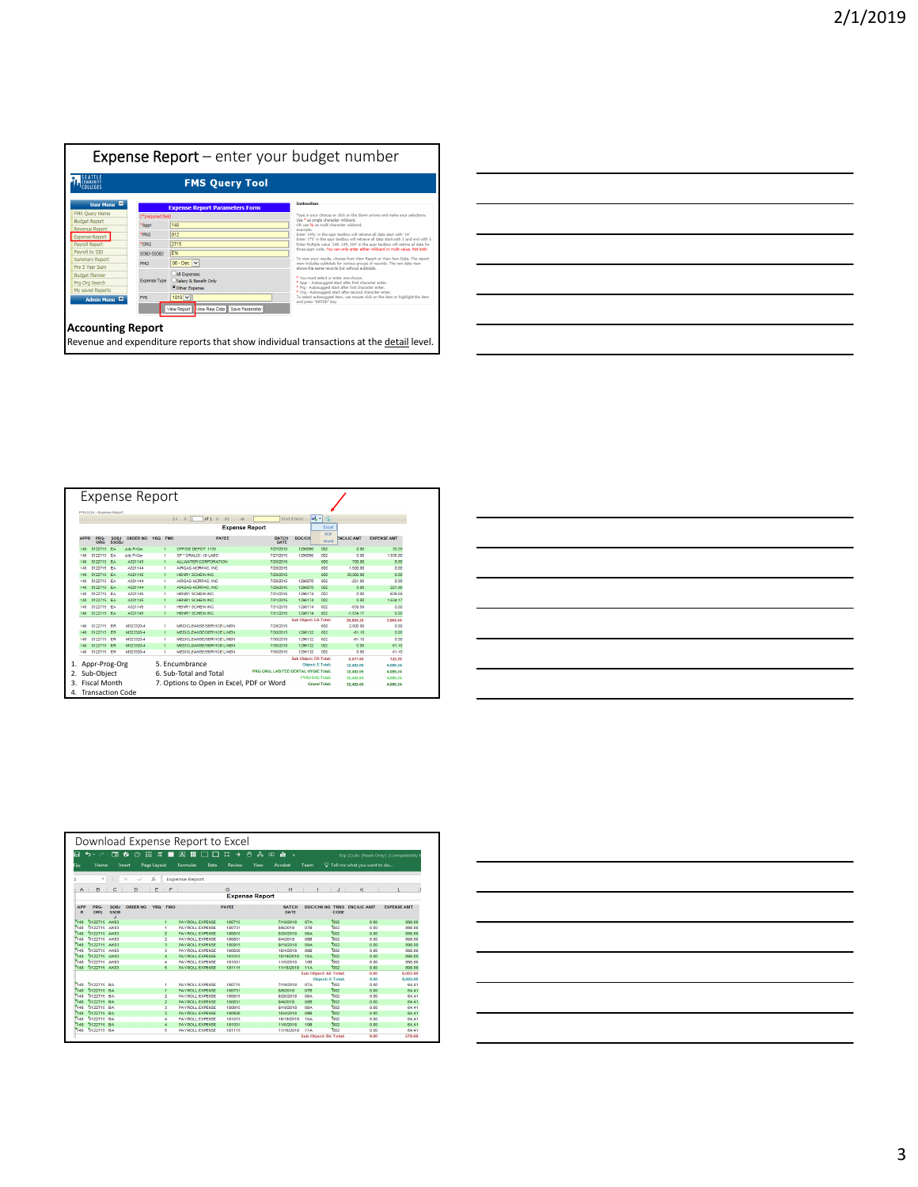## Expense Report – enter your budget number

**Accounting Report**

Revenue and expenditure reports that show individual transactions at the detail level.

## Expense Report

1. Appr-Prog-Org
2. Sub-Object
3. Fiscal Month
4. Transaction Code
5. Encumbrance
6. Sub-Total and Total
7. Options to Open in Excel, PDF or Word

## Download Expense Report to Excel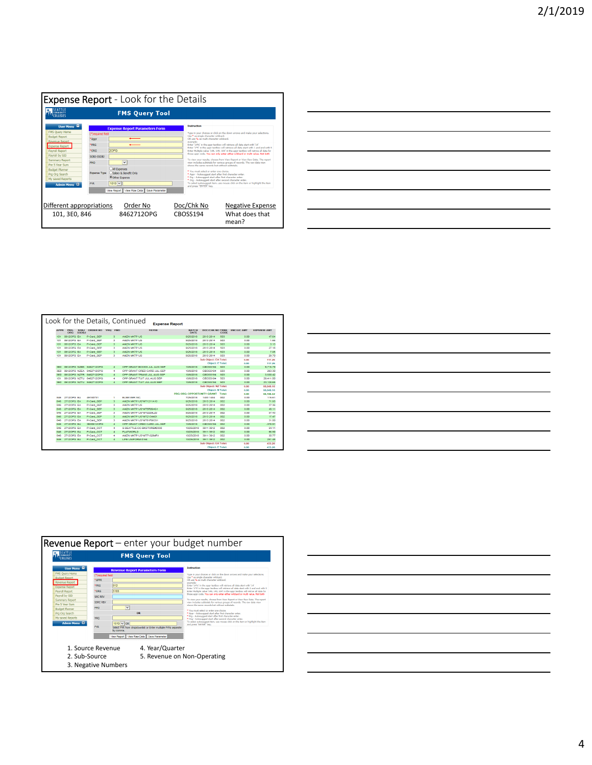## Expense Report - Look for the Details

| Different appropriations | Order No | Doc/Chk No | Negative Expense |
|---|---|---|---|
| 101, 3E0, 846 | 8462712OPG | CBOSS194 | What does that mean? |

## Look for the Details, Continued

## Revenue Report – enter your budget number

1. Source Revenue
2. Sub-Source
3. Negative Numbers
4. Year/Quarter
5. Revenue on Non-Operating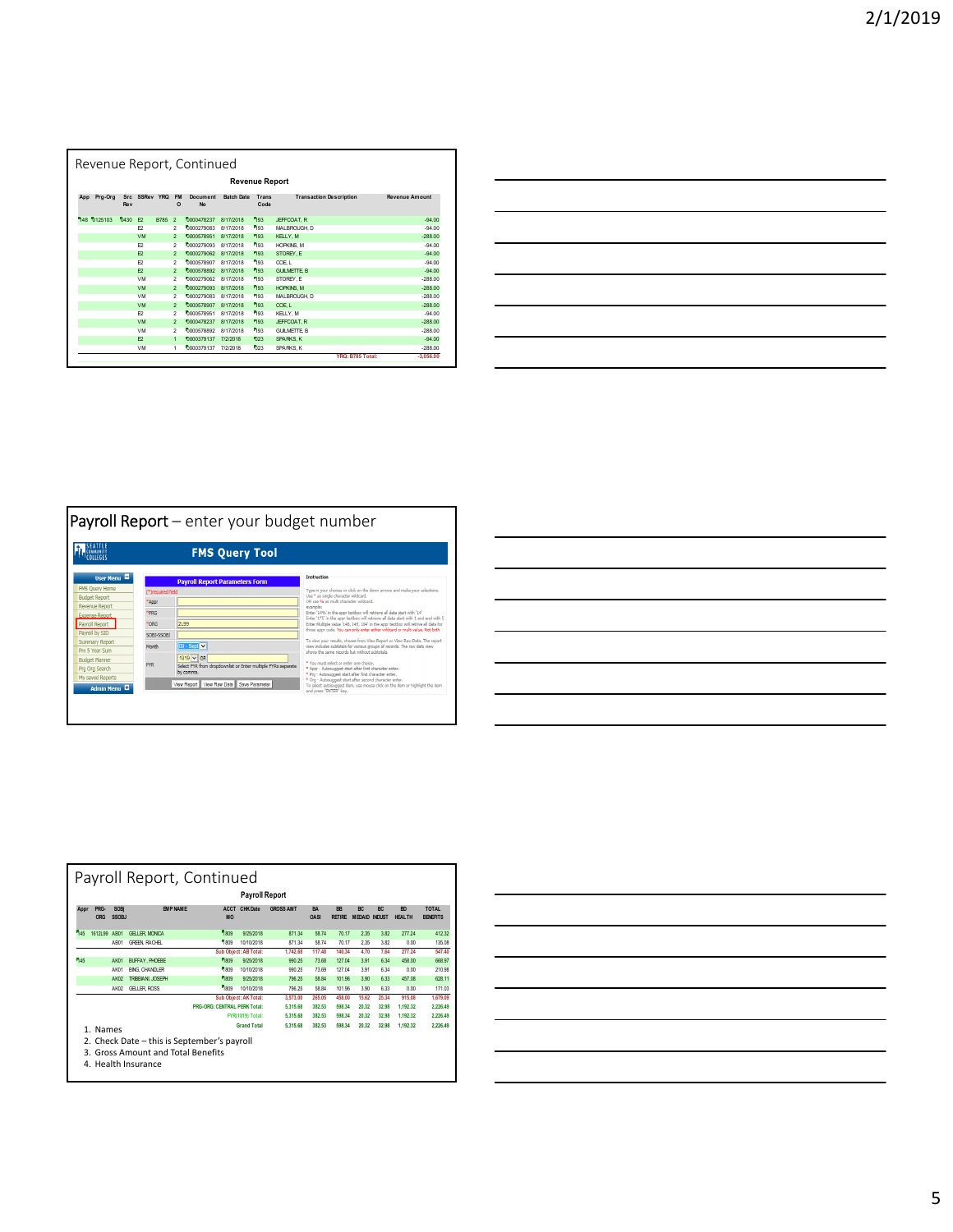## Revenue Report, Continued

**Revenue Report**

| App | Prg-Org | Src Rev | SSRev | YRQ | FM O | Document No | Batch Date | Trans Code | Transaction Description | Revenue Amount |
|---|---|---|---|---|---|---|---|---|---|---|
| 148 | 0125103 | 0430 | E2 | B785 | 2 | 0000478237 | 8/17/2018 | 193 | JEFFCOAT, R | -94.00 |
| | | | E2 | | 2 | 0000279083 | 8/17/2018 | 193 | MALBROUGH, D | -94.00 |
| | | | VM | | 2 | 0000578951 | 8/17/2018 | 193 | KELLY, M | -288.00 |
| | | | E2 | | 2 | 0000279093 | 8/17/2018 | 193 | HOPKINS, M | -94.00 |
| | | | E2 | | 2 | 0000279062 | 8/17/2018 | 193 | STOREY, E | -94.00 |
| | | | E2 | | 2 | 0000578907 | 8/17/2018 | 193 | COE, L | -94.00 |
| | | | E2 | | 2 | 0000578892 | 8/17/2018 | 193 | GUILMETTE, B | -94.00 |
| | | | VM | | 2 | 0000279062 | 8/17/2018 | 193 | STOREY, E | -288.00 |
| | | | VM | | 2 | 0000279093 | 8/17/2018 | 193 | HOPKINS, M | -288.00 |
| | | | VM | | 2 | 0000279083 | 8/17/2018 | 193 | MALBROUGH, D | -288.00 |
| | | | VM | | 2 | 0000578907 | 8/17/2018 | 193 | COE, L | -288.00 |
| | | | E2 | | 2 | 0000578951 | 8/17/2018 | 193 | KELLY, M | -94.00 |
| | | | VM | | 2 | 0000478237 | 8/17/2018 | 193 | JEFFCOAT, R | -288.00 |
| | | | VM | | 2 | 0000578892 | 8/17/2018 | 193 | GUILMETTE, B | -288.00 |
| | | | E2 | | 1 | 0000379137 | 7/2/2018 | 023 | SPARKS, K | -94.00 |
| | | | VM | | 1 | 0000379137 | 7/2/2018 | 023 | SPARKS, K | -288.00 |
| | | | | | | | | | YRQ: B785 Total: | -3,056.00 |

## Payroll Report – enter your budget number

**FMS Query Tool**

User Menu: FMS Query Home, Budget Report, Revenue Report, Expense Report, Payroll Report, Payroll by SID, Summary Report, PH 5 Year Sum, Budget Planner, Prg Org Search, My saved Reports, Admin Menu

**Payroll Report Parameters Form**

(*)required field

- *Appr
- *PRG
- *ORG: 2L99
- SOBJ-SSOBJ
- Month: 07 - Sept
- FYR: 1919 OR — Select FYR from dropdownlist or Enter multiple FYRs separate by comma.

View Report | View Raw Data | Save Parameter

Instruction

Type in your choices or click on the down arrows and make your selections. Use * as single character wildcard. OR use % as multi character wildcard. example: Enter '14%' in the appr textbox will retrieve all data start with '14'. Enter '1*5' in the appr textbox will retrieve all data start with 1 and end with 5. Enter Multiple value '148, 145, 194' in the appr textbox will retrive all data for those appr code. You can only enter either wildcard or multi value. Not both.

To view your results, choose from View Report or View Raw Data. The report view includes subtotals for various groups of records. The raw data view shows the same records but without subtotals.

* You must select or enter one choice.
* Appr - Autosuggest start after first character enter.
* Prg - Autosuggest start after first character enter.
* Org - Autosuggest start after second character enter.

To select autosuggest item, use mouse click on the item or highlight the item and press "ENTER" key.

## Payroll Report, Continued

**Payroll Report**

| Appr | PRG-ORG | SOBJ SSOBJ | EMP NAME | ACCT MO | CHK Date | GROSS AMT | BA OASI | BB RETIRE | BC MEDAID | BC INDUST | BD HEALTH | TOTAL BENEFITS |
|---|---|---|---|---|---|---|---|---|---|---|---|---|
| 145 | 1612L99 | AB01 | GELLER, MONICA | 1809 | 9/25/2018 | 871.34 | 58.74 | 70.17 | 2.35 | 3.82 | 277.24 | 412.32 |
| | | AB01 | GREEN, RACHEL | 1809 | 10/10/2018 | 871.34 | 58.74 | 70.17 | 2.35 | 3.82 | 0.00 | 135.08 |
| | | | | Sub Object: AB Total: | | 1,742.68 | 117.48 | 140.34 | 4.70 | 7.64 | 277.24 | 547.40 |
| 145 | | AK01 | BUFFAY, PHOEBE | 1809 | 9/25/2018 | 990.25 | 73.68 | 127.04 | 3.91 | 6.34 | 458.00 | 668.97 |
| | | AK01 | BING, CHANDLER | 1809 | 10/10/2018 | 990.25 | 73.69 | 127.04 | 3.91 | 6.34 | 0.00 | 210.98 |
| | | AK02 | TRIBBIANI, JOSEPH | 1809 | 9/25/2018 | 796.25 | 58.84 | 101.96 | 3.90 | 6.33 | 457.08 | 628.11 |
| | | AK02 | GELLER, ROSS | 1809 | 10/10/2018 | 796.25 | 58.84 | 101.96 | 3.90 | 6.33 | 0.00 | 171.03 |
| | | | | Sub Object: AK Total: | | 3,573.00 | 265.05 | 458.00 | 15.62 | 25.34 | 915.08 | 1,679.09 |
| | | | | PRG-ORG: CENTRAL PERK Total: | | 5,315.68 | 382.53 | 598.34 | 20.32 | 32.98 | 1,192.32 | 2,226.49 |
| | | | | FYR(1819) Total: | | 5,315.68 | 382.53 | 598.34 | 20.32 | 32.98 | 1,192.32 | 2,226.49 |
| | | | | Grand Total | | 5,315.68 | 382.53 | 598.34 | 20.32 | 32.98 | 1,192.32 | 2,226.49 |

1. Names
2. Check Date – this is September's payroll
3. Gross Amount and Total Benefits
4. Health Insurance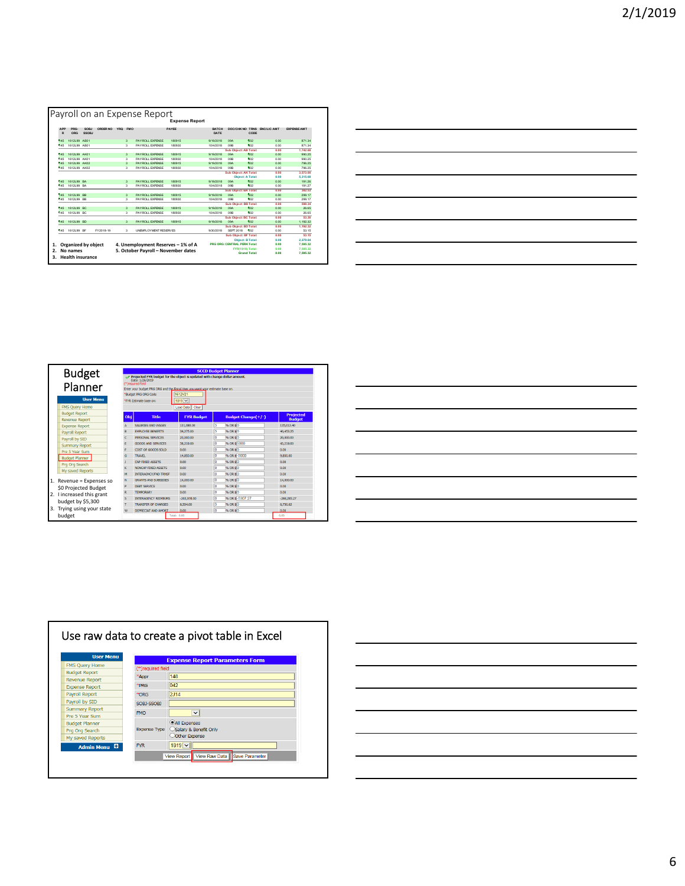## Payroll on an Expense Report

**Expense Report**

| APPR | PRG-ORG | SOBJ SSOBJ | ORDER NO | YRQ | FMO | PAYEE | BATCH DATE | DOC/CHK NO | TRNS CODE | ENC/LIC AMT | EXPENSE AMT |
|---|---|---|---|---|---|---|---|---|---|---|---|
| 145 | 1612L99 | AB01 | | 3 | | PAYROLL EXPENSE 180915 | 9/19/2018 | 09A | 502 | 0.00 | 871.34 |
| 145 | 1612L99 | AB01 | | 3 | | PAYROLL EXPENSE 180930 | 10/4/2018 | 09B | 502 | 0.00 | 871.34 |
| | | | | | | | Sub Object: AB Total | | | 0.00 | 1,742.68 |
| 145 | 1612L99 | AH01 | | 3 | | PAYROLL EXPENSE 180915 | 9/19/2018 | 09A | 502 | 0.00 | 990.25 |
| 145 | 1612L99 | AH01 | | 3 | | PAYROLL EXPENSE 180930 | 10/4/2018 | 09B | 502 | 0.00 | 990.25 |
| 145 | 1612L99 | AH02 | | 3 | | PAYROLL EXPENSE 180915 | 9/19/2018 | 09A | 502 | 0.00 | 796.25 |
| 145 | 1612L99 | AH02 | | 3 | | PAYROLL EXPENSE 180930 | 10/4/2018 | 09B | 502 | 0.00 | 796.25 |
| | | | | | | | Sub Object: AH Total | | | 0.00 | 3,573.00 |
| | | | | | | | Object: A Total | | | 0.00 | 5,315.68 |
| 145 | 1612L99 | BA | | 3 | | PAYROLL EXPENSE 180915 | 9/19/2018 | 09A | 502 | 0.00 | 191.26 |
| 145 | 1612L99 | BA | | 3 | | PAYROLL EXPENSE 180930 | 10/4/2018 | 09B | 502 | 0.00 | 191.27 |
| | | | | | | | Sub Object: BA Total | | | 0.00 | 382.53 |
| 145 | 1612L99 | BB | | 3 | | PAYROLL EXPENSE 180915 | 9/19/2018 | 09A | 502 | 0.00 | 299.17 |
| 145 | 1612L99 | BB | | 3 | | PAYROLL EXPENSE 180930 | 10/4/2018 | 09B | 502 | 0.00 | 299.17 |
| | | | | | | | Sub Object: BB Total | | | 0.00 | 598.34 |
| 145 | 1612L99 | BC | | 3 | | PAYROLL EXPENSE 180915 | 9/19/2018 | 09A | 502 | 0.00 | 26.65 |
| 145 | 1612L99 | BC | | 3 | | PAYROLL EXPENSE 180930 | 10/4/2018 | 09B | 502 | 0.00 | 26.65 |
| | | | | | | | Sub Object: BC Total | | | 0.00 | 53.30 |
| 145 | 1612L99 | BD | | 3 | | PAYROLL EXPENSE 180915 | 9/19/2018 | 09A | 502 | 0.00 | 1,192.32 |
| | | | | | | | Sub Object: BD Total | | | 0.00 | 1,192.32 |
| 145 | 1612L99 | BF | FY2018-19 | 3 | | UNEMPLOYMENT RESERVES | 9/30/2018 | SEPT 2018 | 502 | 0.00 | 53.15 |
| | | | | | | | Sub Object: BF Total | | | 0.00 | 53.15 |
| | | | | | | | Object: B Total | | | 0.00 | 2,279.64 |
| | | | | | | | PRG ORG: CENTRAL PERK Total | | | 0.00 | 7,595.32 |
| | | | | | | | FYR(1819) Total | | | 0.00 | 7,595.32 |
| | | | | | | | Grand Total | | | 0.00 | 7,595.32 |

1. Organized by object
2. No names
3. Health insurance
4. Unemployment Reserves – 1% of A
5. October Payroll – November dates

## Budget Planner

**SCCD Budget Planner**

Projected FYR budget for the object is updated with change dollar amount.
Date: 1/26/2019
(*)required field
Enter your budget PRG ORG and the Fiscal Year you want your estimate base on.
*Budget PRG ORG Code: 1612V21
*FYR Estimate base on: 1819
Load Data | Clear

**User Menu**
- FMS Query Home
- Budget Report
- Revenue Report
- Expense Report
- Payroll Report
- Payroll by SID
- Summary Report
- Pre 5 Year Sum
- Budget Planner
- Prg Org Search
- My saved Reports

| Obj | Title | FYR Budget | Budget Change(+/-) | Projected Budget |
|---|---|---|---|---|
| A | SALARIES AND WAGES | 131,080.00 | 3 % OR $ 0 | 135,012.40 |
| B | EMPLOYEE BENEFITS | 38,275.00 | 5 % OR $ 0 | 40,453.25 |
| C | PERSONAL SERVICES | 20,000.00 | 0 % OR $ 0 | 20,000.00 |
| E | GOODS AND SERVICES | 38,219.00 | 0 % OR $ 5000 | 43,219.00 |
| F | COST OF GOODS SOLD | 0.00 | 0 % OR $ 0 | 0.00 |
| G | TRAVEL | 14,850.00 | 0 % OR $ -5000 | 9,850.00 |
| J | CAP FIXED ASSETS | 0.00 | 0 % OR $ 0 | 0.00 |
| K | NONCAP FIXED ASSETS | 0.00 | 0 % OR $ 0 | 0.00 |
| M | INTERAGENCY/FND TRNSF | 0.00 | 0 % OR $ 0 | 0.00 |
| N | GRANTS AND SUBSIDIES | 14,000.00 | 0 % OR $ 0 | 14,000.00 |
| P | DEBT SERVICE | 0.00 | 0 % OR $ 0 | 0.00 |
| R | TEMPORARY | 0.00 | 0 % OR $ 0 | 0.00 |
| S | INTERAGENCY REIMBURS | -263,978.00 | 0 % OR $ -5307.27 | -269,285.27 |
| T | TRANSFER OF CHARGES | 6,554.00 | 3 % OR $ 0 | 6,750.62 |
| W | DEPRECIAT AND AMORT | 0.00 | 0 % OR $ 0 | 0.00 |
| | | Total: 0.00 | | 0.00 |

1. Revenue = Expenses so $0 Projected Budget
2. I increased this grant budget by $5,300
3. Trying using your state budget

## Use raw data to create a pivot table in Excel

**User Menu**
- FMS Query Home
- Budget Report
- Revenue Report
- Expense Report
- Payroll Report
- Payroll by SID
- Summary Report
- Pre 5 Year Sum
- Budget Planner
- Prg Org Search
- My saved Reports

**Admin Menu**

**Expense Report Parameters Form**

(*)required field

| Field | Value |
|---|---|
| *Appr | 148 |
| *PRG | 042 |
| *ORG | 2J14 |
| SOBJ-SSOBJ | |
| FMO | |
| Expense Type | ● All Expenses ○ Salary & Benefit Only ○ Other Expense |
| FYR | 1819 |

View Report | View Raw Data | Save Parameter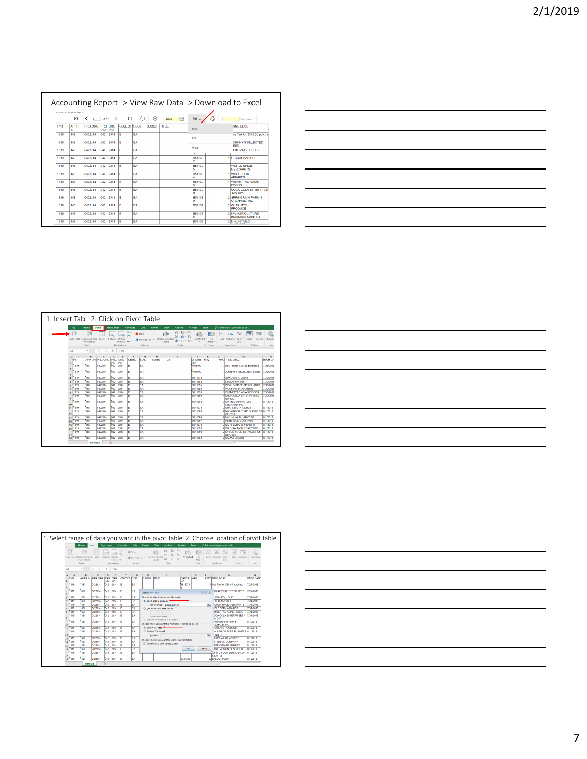2/1/2019

Accounting Report -> View Raw Data -> Download to Excel

1. Insert Tab 2. Click on Pivot Table

1. Select range of data you want in the pivot table 2. Choose location of pivot table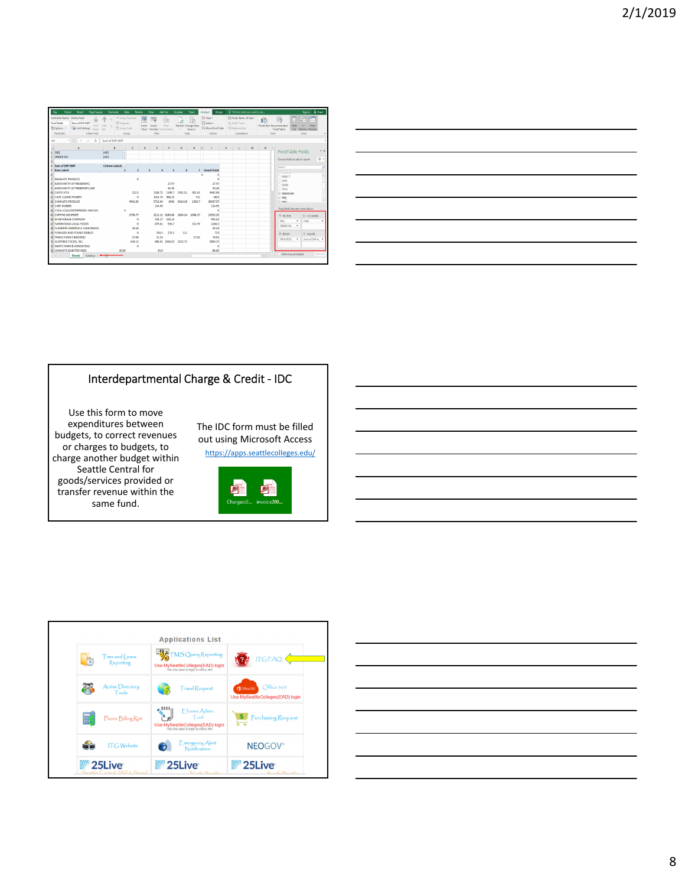## Interdepartmental Charge & Credit - IDC

Use this form to move expenditures between budgets, to correct revenues or charges to budgets, to charge another budget within Seattle Central for goods/services provided or transfer revenue within the same fund.

The IDC form must be filled out using Microsoft Access

https://apps.seattlecolleges.edu/

Chargecr2... invoice200...

**Applications List**

| | | |
|---|---|---|
| Time and Leave Reporting | FMS Query Reporting<br>Use MySeattleColleges(EAD) login<br>The one used to login to office 365 | ITG FAQ |
| Active Directory Tools | Travel Request | Office 365<br>Use MySeattleColleges(EAD) login |
| Phone Billing Rpt | Eforms Admin Tool<br>Use MySeattleColleges(EAD) login<br>The one used to login to office 365 | Purchasing Request |
| ITG Website | Emergency Alert Notification | NEOGOV |
| 25Live Seattle Central, SVI & Social | 25Live North Seattle | 25Live South Seattle |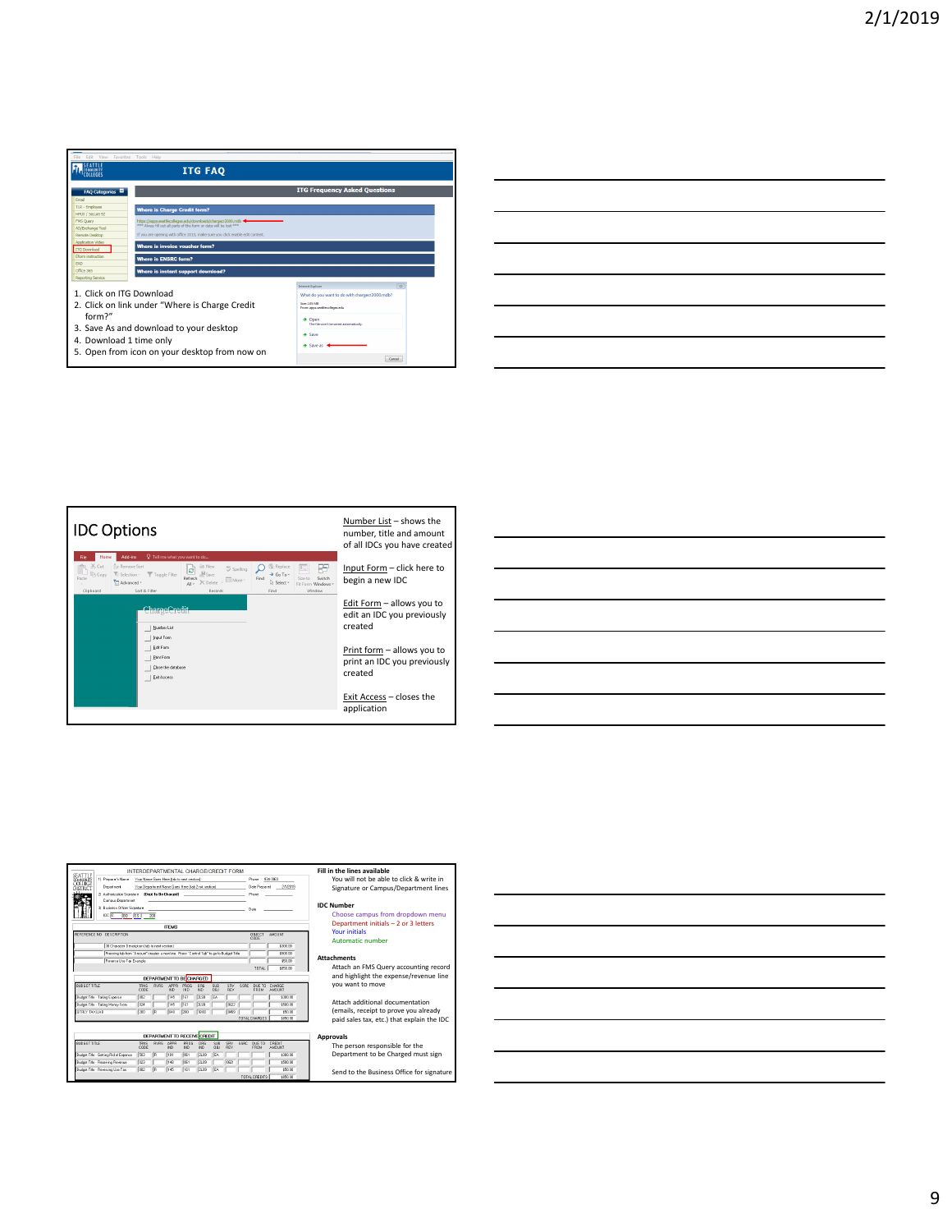1. Click on ITG Download
2. Click on link under "Where is Charge Credit form?"
3. Save As and download to your desktop
4. Download 1 time only
5. Open from icon on your desktop from now on

## IDC Options

Number List – shows the number, title and amount of all IDCs you have created

Input Form – click here to begin a new IDC

Edit Form – allows you to edit an IDC you previously created

Print form – allows you to print an IDC you previously created

Exit Access – closes the application

**Fill in the lines available**

You will not be able to click & write in Signature or Campus/Department lines

**IDC Number**

Choose campus from dropdown menu
Department initials – 2 or 3 letters
Your initials
Automatic number

**Attachments**

Attach an FMS Query accounting record and highlight the expense/revenue line you want to move

Attach additional documentation (emails, receipt to prove you already paid sales tax, etc.) that explain the IDC

**Approvals**

The person responsible for the Department to be Charged must sign

Send to the Business Office for signature